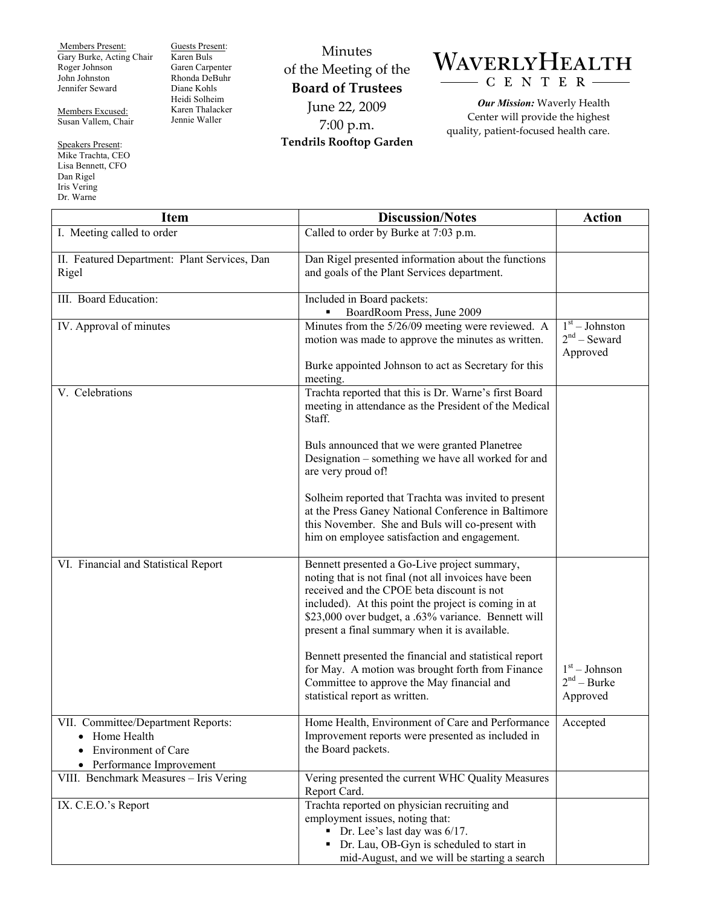Members Present:
Gary Burke, Acting Chair
Roger Johnson
John Johnston
Jennifer Seward

Members Excused:
Susan Vallem, Chair

Speakers Present:
Mike Trachta, CEO
Lisa Bennett, CFO
Dan Rigel
Iris Vering
Dr. Warne

Guests Present:
Karen Buls
Garen Carpenter
Rhonda DeBuhr
Diane Kohls
Heidi Solheim
Karen Thalacker
Jennie Waller

# Minutes of the Meeting of the **Board of Trustees**

June 22, 2009
7:00 p.m.
**Tendrils Rooftop Garden**

**WAVERLY HEALTH CENTER**

***Our Mission:*** Waverly Health Center will provide the highest quality, patient-focused health care.

| Item | Discussion/Notes | Action |
|---|---|---|
| I. Meeting called to order | Called to order by Burke at 7:03 p.m. | |
| II. Featured Department: Plant Services, Dan Rigel | Dan Rigel presented information about the functions and goals of the Plant Services department. | |
| III. Board Education: | Included in Board packets:<br>▪ BoardRoom Press, June 2009 | |
| IV. Approval of minutes | Minutes from the 5/26/09 meeting were reviewed. A motion was made to approve the minutes as written.<br><br>Burke appointed Johnson to act as Secretary for this meeting. | 1st – Johnston<br>2nd – Seward<br>Approved |
| V. Celebrations | Trachta reported that this is Dr. Warne's first Board meeting in attendance as the President of the Medical Staff.<br><br>Buls announced that we were granted Planetree Designation – something we have all worked for and are very proud of!<br><br>Solheim reported that Trachta was invited to present at the Press Ganey National Conference in Baltimore this November. She and Buls will co-present with him on employee satisfaction and engagement. | |
| VI. Financial and Statistical Report | Bennett presented a Go-Live project summary, noting that is not final (not all invoices have been received and the CPOE beta discount is not included). At this point the project is coming in at $23,000 over budget, a .63% variance. Bennett will present a final summary when it is available.<br><br>Bennett presented the financial and statistical report for May. A motion was brought forth from Finance Committee to approve the May financial and statistical report as written. | 1st – Johnson<br>2nd – Burke<br>Approved |
| VII. Committee/Department Reports:<br>• Home Health<br>• Environment of Care<br>• Performance Improvement | Home Health, Environment of Care and Performance Improvement reports were presented as included in the Board packets. | Accepted |
| VIII. Benchmark Measures – Iris Vering | Vering presented the current WHC Quality Measures Report Card. | |
| IX. C.E.O.'s Report | Trachta reported on physician recruiting and employment issues, noting that:<br>▪ Dr. Lee's last day was 6/17.<br>▪ Dr. Lau, OB-Gyn is scheduled to start in mid-August, and we will be starting a search | |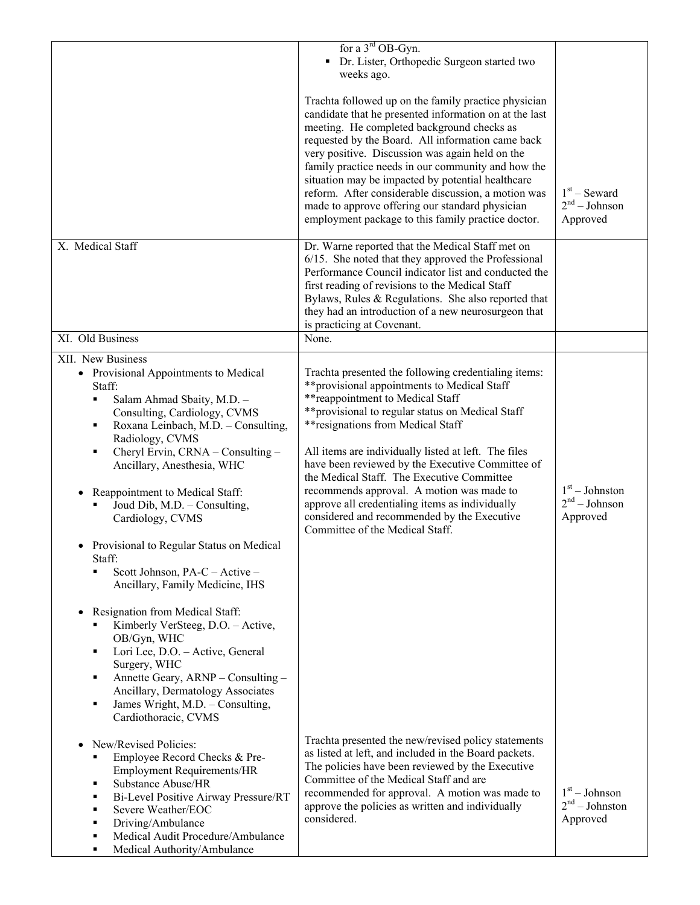| | | |
|---|---|---|
| | for a 3rd OB-Gyn.<br>▪ Dr. Lister, Orthopedic Surgeon started two weeks ago.<br><br>Trachta followed up on the family practice physician candidate that he presented information on at the last meeting. He completed background checks as requested by the Board. All information came back very positive. Discussion was again held on the family practice needs in our community and how the situation may be impacted by potential healthcare reform. After considerable discussion, a motion was made to approve offering our standard physician employment package to this family practice doctor. | 1st – Seward<br>2nd – Johnson<br>Approved |
| X. Medical Staff | Dr. Warne reported that the Medical Staff met on 6/15. She noted that they approved the Professional Performance Council indicator list and conducted the first reading of revisions to the Medical Staff Bylaws, Rules & Regulations. She also reported that they had an introduction of a new neurosurgeon that is practicing at Covenant. | |
| XI. Old Business | None. | |
| XII. New Business<br>• Provisional Appointments to Medical Staff:<br>▪ Salam Ahmad Sbaity, M.D. – Consulting, Cardiology, CVMS<br>▪ Roxana Leinbach, M.D. – Consulting, Radiology, CVMS<br>▪ Cheryl Ervin, CRNA – Consulting – Ancillary, Anesthesia, WHC<br><br>• Reappointment to Medical Staff:<br>▪ Joud Dib, M.D. – Consulting, Cardiology, CVMS<br><br>• Provisional to Regular Status on Medical Staff:<br>▪ Scott Johnson, PA-C – Active – Ancillary, Family Medicine, IHS<br><br>• Resignation from Medical Staff:<br>▪ Kimberly VerSteeg, D.O. – Active, OB/Gyn, WHC<br>▪ Lori Lee, D.O. – Active, General Surgery, WHC<br>▪ Annette Geary, ARNP – Consulting – Ancillary, Dermatology Associates<br>▪ James Wright, M.D. – Consulting, Cardiothoracic, CVMS | Trachta presented the following credentialing items:<br>**provisional appointments to Medical Staff<br>**reappointment to Medical Staff<br>**provisional to regular status on Medical Staff<br>**resignations from Medical Staff<br><br>All items are individually listed at left. The files have been reviewed by the Executive Committee of the Medical Staff. The Executive Committee recommends approval. A motion was made to approve all credentialing items as individually considered and recommended by the Executive Committee of the Medical Staff. | 1st – Johnston<br>2nd – Johnson<br>Approved |
| • New/Revised Policies:<br>▪ Employee Record Checks & Pre-Employment Requirements/HR<br>▪ Substance Abuse/HR<br>▪ Bi-Level Positive Airway Pressure/RT<br>▪ Severe Weather/EOC<br>▪ Driving/Ambulance<br>▪ Medical Audit Procedure/Ambulance<br>▪ Medical Authority/Ambulance | Trachta presented the new/revised policy statements as listed at left, and included in the Board packets. The policies have been reviewed by the Executive Committee of the Medical Staff and are recommended for approval. A motion was made to approve the policies as written and individually considered. | 1st – Johnson<br>2nd – Johnston<br>Approved |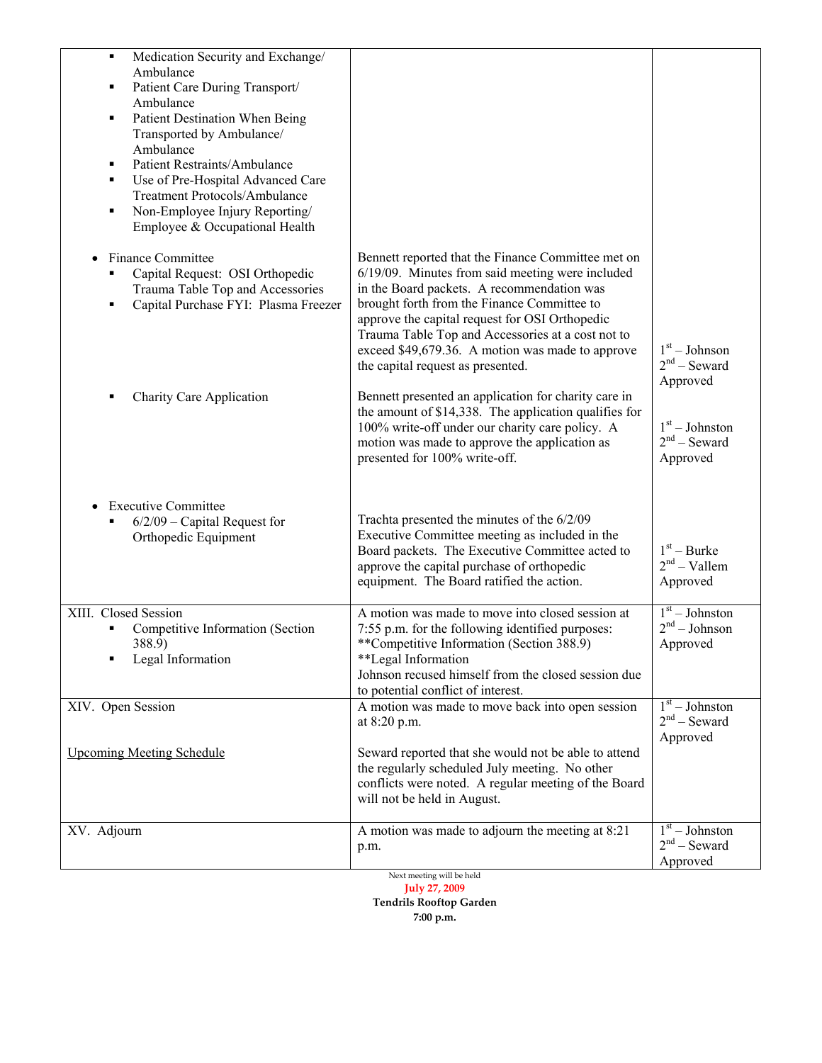| | | |
|---|---|---|
| ▪ Medication Security and Exchange/ Ambulance<br>▪ Patient Care During Transport/ Ambulance<br>▪ Patient Destination When Being Transported by Ambulance/ Ambulance<br>▪ Patient Restraints/Ambulance<br>▪ Use of Pre-Hospital Advanced Care Treatment Protocols/Ambulance<br>▪ Non-Employee Injury Reporting/ Employee & Occupational Health | | |
| • Finance Committee<br>▪ Capital Request: OSI Orthopedic Trauma Table Top and Accessories<br>▪ Capital Purchase FYI: Plasma Freezer | Bennett reported that the Finance Committee met on 6/19/09. Minutes from said meeting were included in the Board packets. A recommendation was brought forth from the Finance Committee to approve the capital request for OSI Orthopedic Trauma Table Top and Accessories at a cost not to exceed $49,679.36. A motion was made to approve the capital request as presented. | 1st – Johnson<br>2nd – Seward<br>Approved |
| ▪ Charity Care Application | Bennett presented an application for charity care in the amount of $14,338. The application qualifies for 100% write-off under our charity care policy. A motion was made to approve the application as presented for 100% write-off. | 1st – Johnston<br>2nd – Seward<br>Approved |
| • Executive Committee<br>▪ 6/2/09 – Capital Request for Orthopedic Equipment | Trachta presented the minutes of the 6/2/09 Executive Committee meeting as included in the Board packets. The Executive Committee acted to approve the capital purchase of orthopedic equipment. The Board ratified the action. | 1st – Burke<br>2nd – Vallem<br>Approved |
| XIII. Closed Session<br>▪ Competitive Information (Section 388.9)<br>▪ Legal Information | A motion was made to move into closed session at 7:55 p.m. for the following identified purposes:<br>**Competitive Information (Section 388.9)<br>**Legal Information<br>Johnson recused himself from the closed session due to potential conflict of interest. | 1st – Johnston<br>2nd – Johnson<br>Approved |
| XIV. Open Session<br><br><u>Upcoming Meeting Schedule</u> | A motion was made to move back into open session at 8:20 p.m.<br><br>Seward reported that she would not be able to attend the regularly scheduled July meeting. No other conflicts were noted. A regular meeting of the Board will not be held in August. | 1st – Johnston<br>2nd – Seward<br>Approved |
| XV. Adjourn | A motion was made to adjourn the meeting at 8:21 p.m. | 1st – Johnston<br>2nd – Seward<br>Approved |

Next meeting will be held

**July 27, 2009**

**Tendrils Rooftop Garden**

**7:00 p.m.**